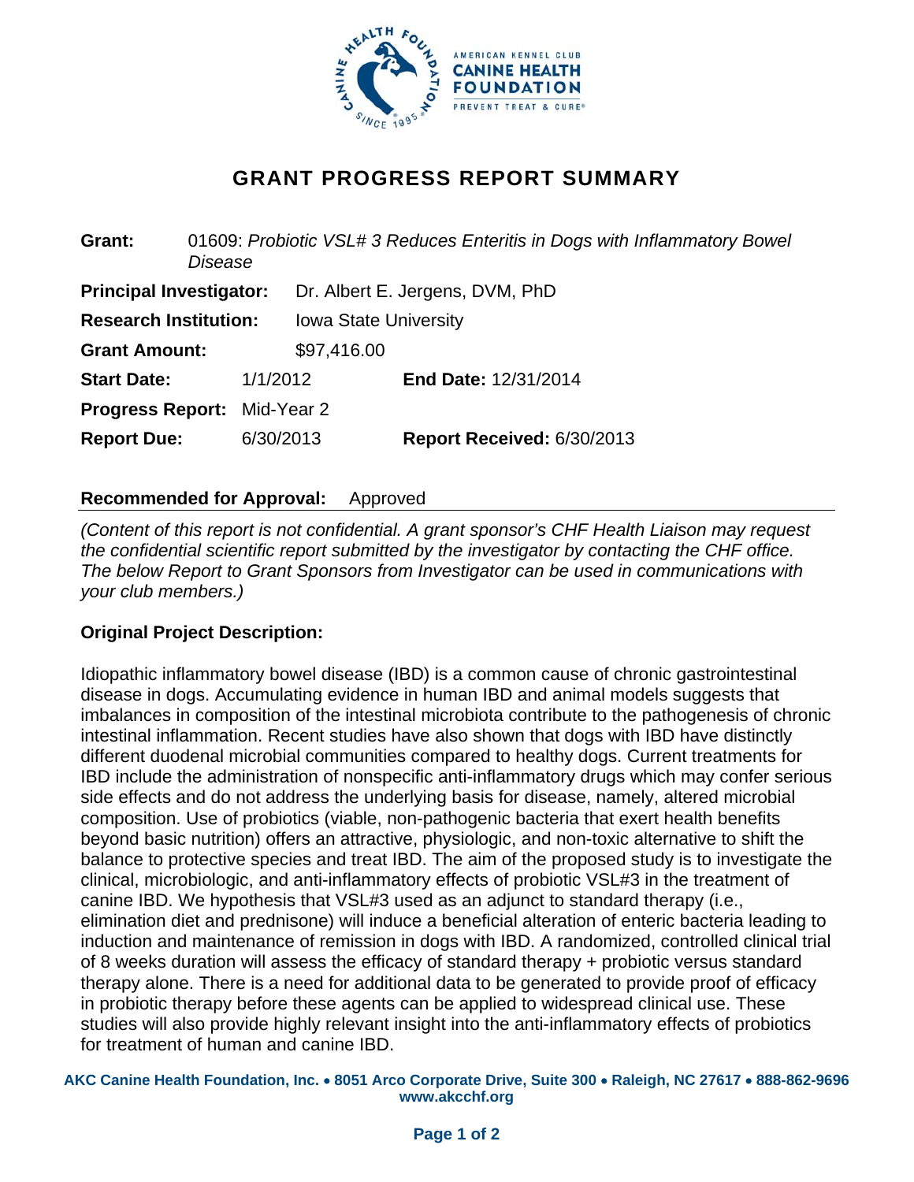# GRANT PROGRESS REPORT SUMMARY

**Grant:** 01609: *Probiotic VSL# 3 Reduces Enteritis in Dogs with Inflammatory Bowel Disease*

**Principal Investigator:** Dr. Albert E. Jergens, DVM, PhD

**Research Institution:** Iowa State University

**Grant Amount:** $97,416.00

**Start Date:** 1/1/2012 **End Date:** 12/31/2014

**Progress Report:** Mid-Year 2

**Report Due:** 6/30/2013 **Report Received:** 6/30/2013

**Recommended for Approval:** Approved

*(Content of this report is not confidential. A grant sponsor's CHF Health Liaison may request the confidential scientific report submitted by the investigator by contacting the CHF office. The below Report to Grant Sponsors from Investigator can be used in communications with your club members.)*

**Original Project Description:**

Idiopathic inflammatory bowel disease (IBD) is a common cause of chronic gastrointestinal disease in dogs. Accumulating evidence in human IBD and animal models suggests that imbalances in composition of the intestinal microbiota contribute to the pathogenesis of chronic intestinal inflammation. Recent studies have also shown that dogs with IBD have distinctly different duodenal microbial communities compared to healthy dogs. Current treatments for IBD include the administration of nonspecific anti-inflammatory drugs which may confer serious side effects and do not address the underlying basis for disease, namely, altered microbial composition. Use of probiotics (viable, non-pathogenic bacteria that exert health benefits beyond basic nutrition) offers an attractive, physiologic, and non-toxic alternative to shift the balance to protective species and treat IBD. The aim of the proposed study is to investigate the clinical, microbiologic, and anti-inflammatory effects of probiotic VSL#3 in the treatment of canine IBD. We hypothesis that VSL#3 used as an adjunct to standard therapy (i.e., elimination diet and prednisone) will induce a beneficial alteration of enteric bacteria leading to induction and maintenance of remission in dogs with IBD. A randomized, controlled clinical trial of 8 weeks duration will assess the efficacy of standard therapy + probiotic versus standard therapy alone. There is a need for additional data to be generated to provide proof of efficacy in probiotic therapy before these agents can be applied to widespread clinical use. These studies will also provide highly relevant insight into the anti-inflammatory effects of probiotics for treatment of human and canine IBD.

**AKC Canine Health Foundation, Inc. • 8051 Arco Corporate Drive, Suite 300 • Raleigh, NC 27617 • 888-862-9696**
**www.akcchf.org**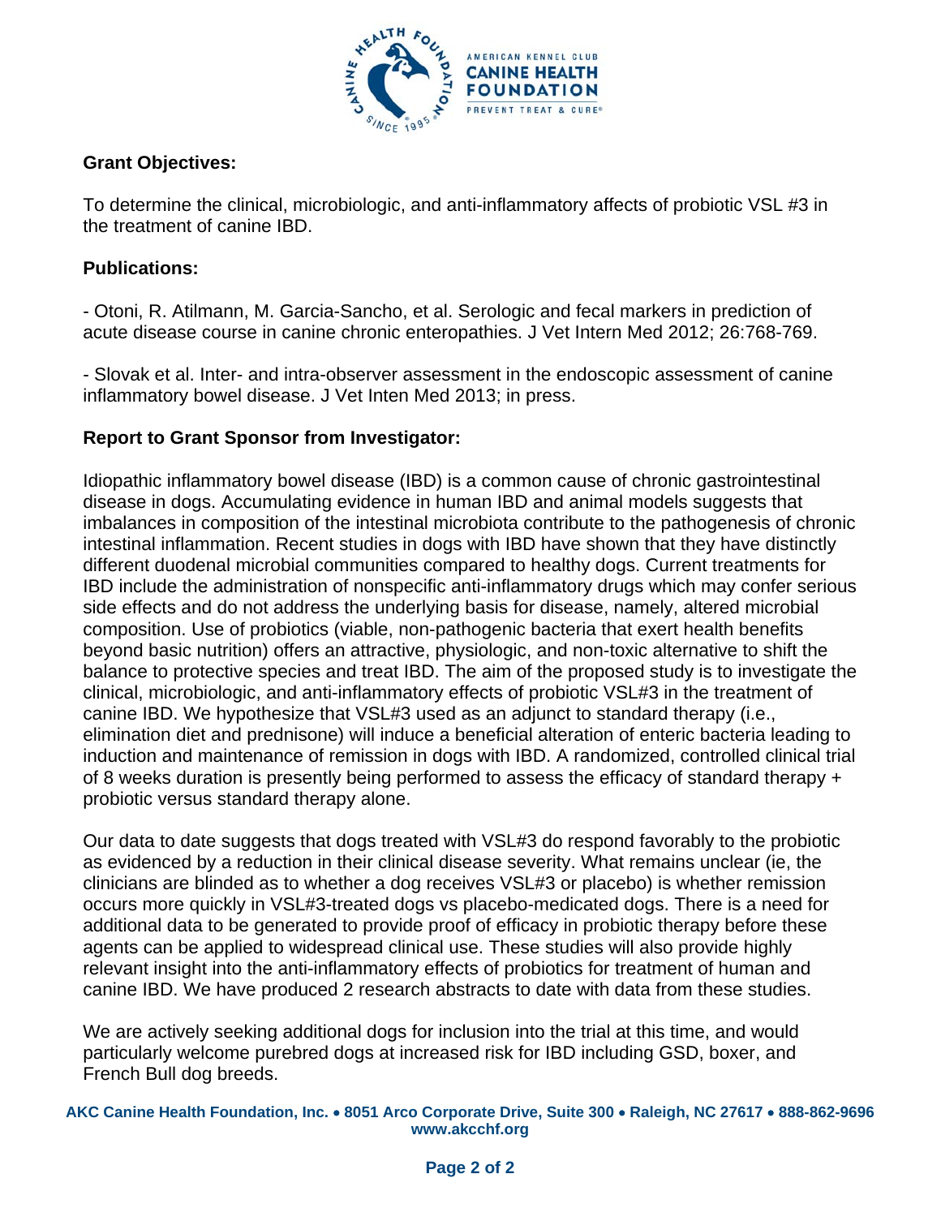**Grant Objectives:**

To determine the clinical, microbiologic, and anti-inflammatory affects of probiotic VSL #3 in the treatment of canine IBD.

**Publications:**

- Otoni, R. Atilmann, M. Garcia-Sancho, et al. Serologic and fecal markers in prediction of acute disease course in canine chronic enteropathies. J Vet Intern Med 2012; 26:768-769.

- Slovak et al. Inter- and intra-observer assessment in the endoscopic assessment of canine inflammatory bowel disease. J Vet Inten Med 2013; in press.

**Report to Grant Sponsor from Investigator:**

Idiopathic inflammatory bowel disease (IBD) is a common cause of chronic gastrointestinal disease in dogs. Accumulating evidence in human IBD and animal models suggests that imbalances in composition of the intestinal microbiota contribute to the pathogenesis of chronic intestinal inflammation. Recent studies in dogs with IBD have shown that they have distinctly different duodenal microbial communities compared to healthy dogs. Current treatments for IBD include the administration of nonspecific anti-inflammatory drugs which may confer serious side effects and do not address the underlying basis for disease, namely, altered microbial composition. Use of probiotics (viable, non-pathogenic bacteria that exert health benefits beyond basic nutrition) offers an attractive, physiologic, and non-toxic alternative to shift the balance to protective species and treat IBD. The aim of the proposed study is to investigate the clinical, microbiologic, and anti-inflammatory effects of probiotic VSL#3 in the treatment of canine IBD. We hypothesize that VSL#3 used as an adjunct to standard therapy (i.e., elimination diet and prednisone) will induce a beneficial alteration of enteric bacteria leading to induction and maintenance of remission in dogs with IBD. A randomized, controlled clinical trial of 8 weeks duration is presently being performed to assess the efficacy of standard therapy + probiotic versus standard therapy alone.

Our data to date suggests that dogs treated with VSL#3 do respond favorably to the probiotic as evidenced by a reduction in their clinical disease severity. What remains unclear (ie, the clinicians are blinded as to whether a dog receives VSL#3 or placebo) is whether remission occurs more quickly in VSL#3-treated dogs vs placebo-medicated dogs. There is a need for additional data to be generated to provide proof of efficacy in probiotic therapy before these agents can be applied to widespread clinical use. These studies will also provide highly relevant insight into the anti-inflammatory effects of probiotics for treatment of human and canine IBD. We have produced 2 research abstracts to date with data from these studies.

We are actively seeking additional dogs for inclusion into the trial at this time, and would particularly welcome purebred dogs at increased risk for IBD including GSD, boxer, and French Bull dog breeds.